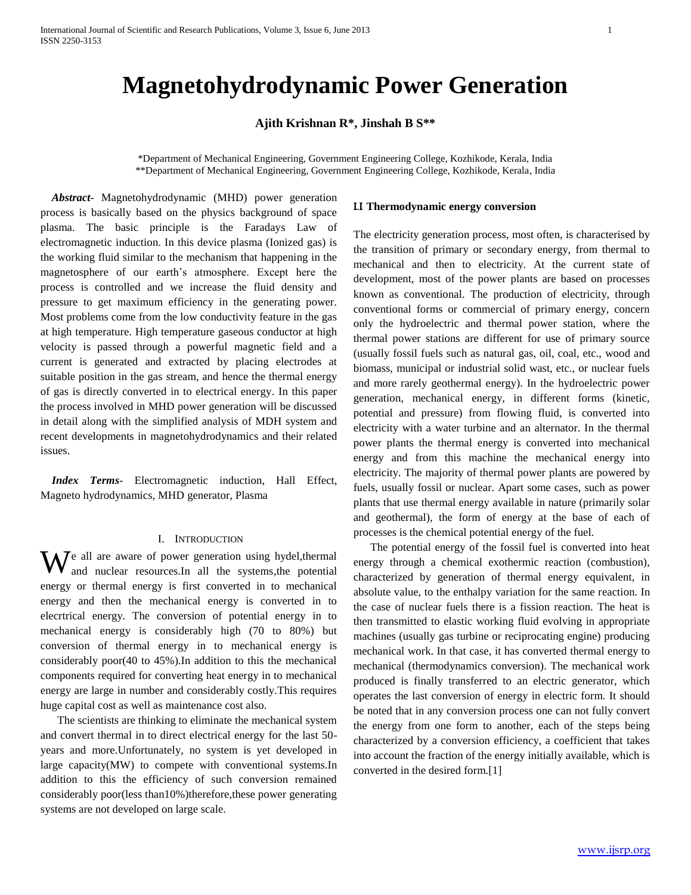# Magnetohydrodynamic Power Generation

**Ajith Krishnan R\*, Jinshah B S\*\***

\*Department of Mechanical Engineering, Government Engineering College, Kozhikode, Kerala, India
\*\*Department of Mechanical Engineering, Government Engineering College, Kozhikode, Kerala, India

***Abstract***- Magnetohydrodynamic (MHD) power generation process is basically based on the physics background of space plasma. The basic principle is the Faradays Law of electromagnetic induction. In this device plasma (Ionized gas) is the working fluid similar to the mechanism that happening in the magnetosphere of our earth's atmosphere. Except here the process is controlled and we increase the fluid density and pressure to get maximum efficiency in the generating power. Most problems come from the low conductivity feature in the gas at high temperature. High temperature gaseous conductor at high velocity is passed through a powerful magnetic field and a current is generated and extracted by placing electrodes at suitable position in the gas stream, and hence the thermal energy of gas is directly converted in to electrical energy. In this paper the process involved in MHD power generation will be discussed in detail along with the simplified analysis of MDH system and recent developments in magnetohydrodynamics and their related issues.

***Index Terms***- Electromagnetic induction, Hall Effect, Magneto hydrodynamics, MHD generator, Plasma

## I. Introduction

We all are aware of power generation using hydel,thermal and nuclear resources.In all the systems,the potential energy or thermal energy is first converted in to mechanical energy and then the mechanical energy is converted in to elecrtrical energy. The conversion of potential energy in to mechanical energy is considerably high (70 to 80%) but conversion of thermal energy in to mechanical energy is considerably poor(40 to 45%).In addition to this the mechanical components required for converting heat energy in to mechanical energy are large in number and considerably costly.This requires huge capital cost as well as maintenance cost also.

The scientists are thinking to eliminate the mechanical system and convert thermal in to direct electrical energy for the last 50-years and more.Unfortunately, no system is yet developed in large capacity(MW) to compete with conventional systems.In addition to this the efficiency of such conversion remained considerably poor(less than10%)therefore,these power generating systems are not developed on large scale.

### I.I Thermodynamic energy conversion

The electricity generation process, most often, is characterised by the transition of primary or secondary energy, from thermal to mechanical and then to electricity. At the current state of development, most of the power plants are based on processes known as conventional. The production of electricity, through conventional forms or commercial of primary energy, concern only the hydroelectric and thermal power station, where the thermal power stations are different for use of primary source (usually fossil fuels such as natural gas, oil, coal, etc., wood and biomass, municipal or industrial solid wast, etc., or nuclear fuels and more rarely geothermal energy). In the hydroelectric power generation, mechanical energy, in different forms (kinetic, potential and pressure) from flowing fluid, is converted into electricity with a water turbine and an alternator. In the thermal power plants the thermal energy is converted into mechanical energy and from this machine the mechanical energy into electricity. The majority of thermal power plants are powered by fuels, usually fossil or nuclear. Apart some cases, such as power plants that use thermal energy available in nature (primarily solar and geothermal), the form of energy at the base of each of processes is the chemical potential energy of the fuel.

The potential energy of the fossil fuel is converted into heat energy through a chemical exothermic reaction (combustion), characterized by generation of thermal energy equivalent, in absolute value, to the enthalpy variation for the same reaction. In the case of nuclear fuels there is a fission reaction. The heat is then transmitted to elastic working fluid evolving in appropriate machines (usually gas turbine or reciprocating engine) producing mechanical work. In that case, it has converted thermal energy to mechanical (thermodynamics conversion). The mechanical work produced is finally transferred to an electric generator, which operates the last conversion of energy in electric form. It should be noted that in any conversion process one can not fully convert the energy from one form to another, each of the steps being characterized by a conversion efficiency, a coefficient that takes into account the fraction of the energy initially available, which is converted in the desired form.[1]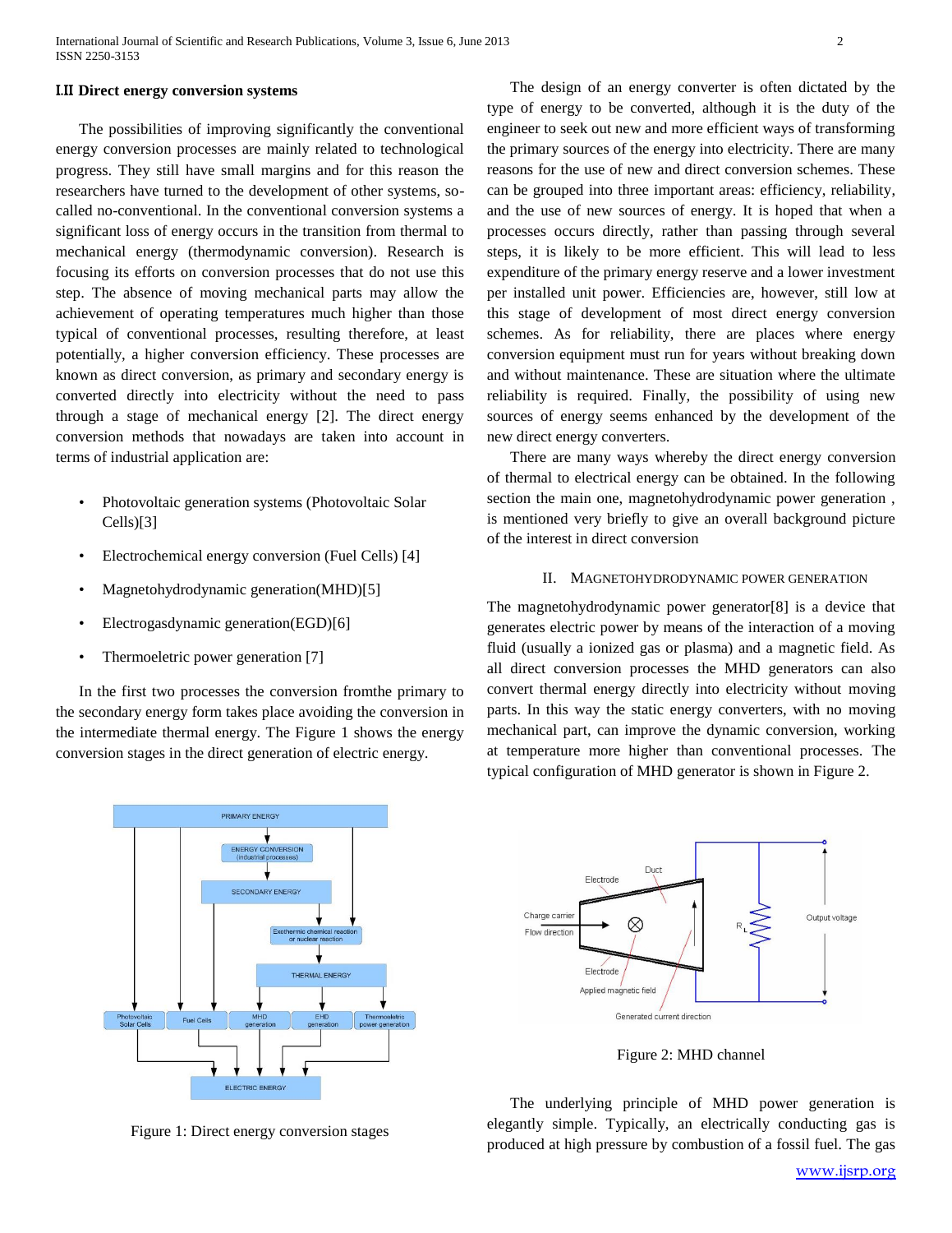### I.II Direct energy conversion systems

The possibilities of improving significantly the conventional energy conversion processes are mainly related to technological progress. They still have small margins and for this reason the researchers have turned to the development of other systems, so-called no-conventional. In the conventional conversion systems a significant loss of energy occurs in the transition from thermal to mechanical energy (thermodynamic conversion). Research is focusing its efforts on conversion processes that do not use this step. The absence of moving mechanical parts may allow the achievement of operating temperatures much higher than those typical of conventional processes, resulting therefore, at least potentially, a higher conversion efficiency. These processes are known as direct conversion, as primary and secondary energy is converted directly into electricity without the need to pass through a stage of mechanical energy [2]. The direct energy conversion methods that nowadays are taken into account in terms of industrial application are:

- Photovoltaic generation systems (Photovoltaic Solar Cells)[3]
- Electrochemical energy conversion (Fuel Cells) [4]
- Magnetohydrodynamic generation(MHD)[5]
- Electrogasdynamic generation(EGD)[6]
- Thermoeletric power generation [7]

In the first two processes the conversion fromthe primary to the secondary energy form takes place avoiding the conversion in the intermediate thermal energy. The Figure 1 shows the energy conversion stages in the direct generation of electric energy.

Figure 1: Direct energy conversion stages

The design of an energy converter is often dictated by the type of energy to be converted, although it is the duty of the engineer to seek out new and more efficient ways of transforming the primary sources of the energy into electricity. There are many reasons for the use of new and direct conversion schemes. These can be grouped into three important areas: efficiency, reliability, and the use of new sources of energy. It is hoped that when a processes occurs directly, rather than passing through several steps, it is likely to be more efficient. This will lead to less expenditure of the primary energy reserve and a lower investment per installed unit power. Efficiencies are, however, still low at this stage of development of most direct energy conversion schemes. As for reliability, there are places where energy conversion equipment must run for years without breaking down and without maintenance. These are situation where the ultimate reliability is required. Finally, the possibility of using new sources of energy seems enhanced by the development of the new direct energy converters.

There are many ways whereby the direct energy conversion of thermal to electrical energy can be obtained. In the following section the main one, magnetohydrodynamic power generation , is mentioned very briefly to give an overall background picture of the interest in direct conversion

## II. Magnetohydrodynamic Power Generation

The magnetohydrodynamic power generator[8] is a device that generates electric power by means of the interaction of a moving fluid (usually a ionized gas or plasma) and a magnetic field. As all direct conversion processes the MHD generators can also convert thermal energy directly into electricity without moving parts. In this way the static energy converters, with no moving mechanical part, can improve the dynamic conversion, working at temperature more higher than conventional processes. The typical configuration of MHD generator is shown in Figure 2.

Figure 2: MHD channel

The underlying principle of MHD power generation is elegantly simple. Typically, an electrically conducting gas is produced at high pressure by combustion of a fossil fuel. The gas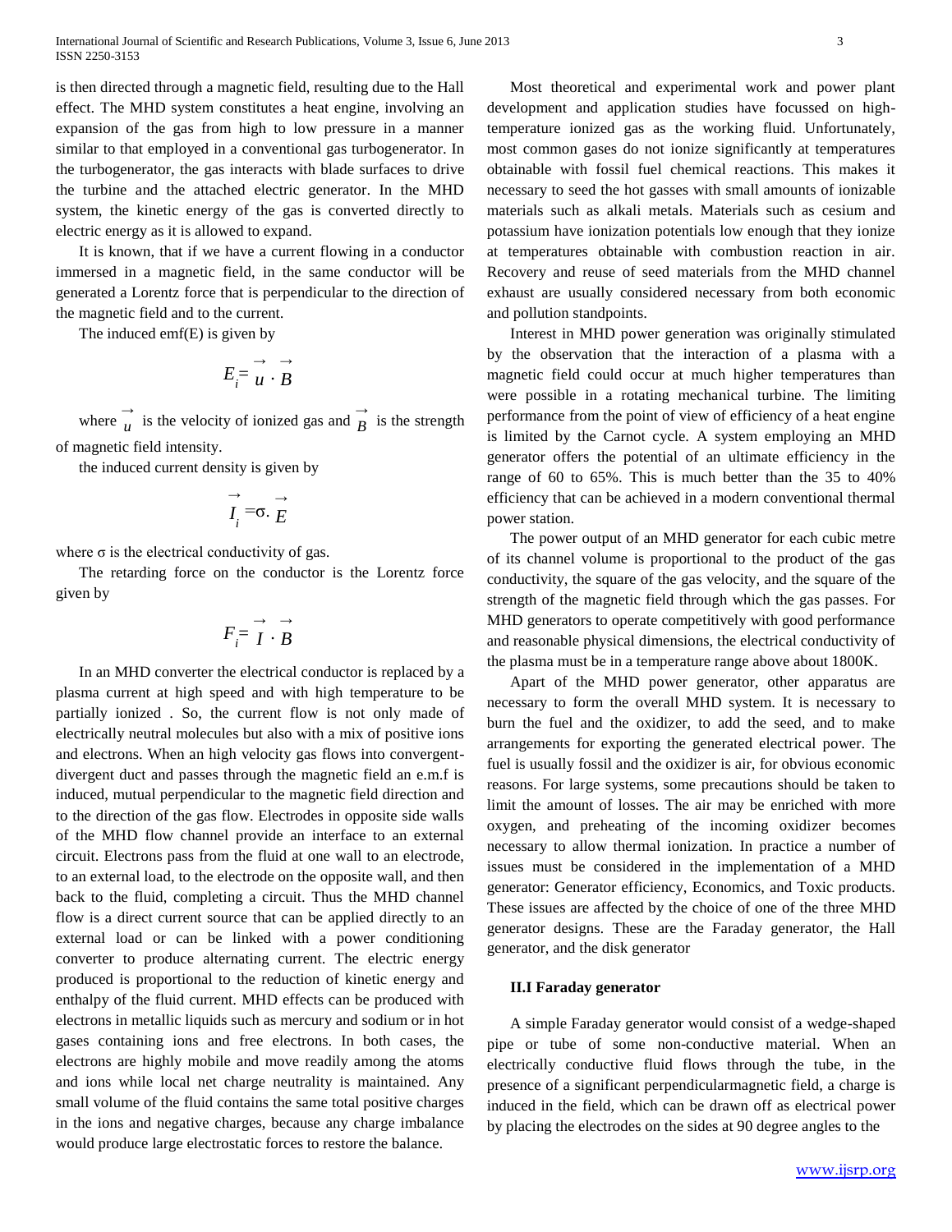is then directed through a magnetic field, resulting due to the Hall effect. The MHD system constitutes a heat engine, involving an expansion of the gas from high to low pressure in a manner similar to that employed in a conventional gas turbogenerator. In the turbogenerator, the gas interacts with blade surfaces to drive the turbine and the attached electric generator. In the MHD system, the kinetic energy of the gas is converted directly to electric energy as it is allowed to expand.

It is known, that if we have a current flowing in a conductor immersed in a magnetic field, in the same conductor will be generated a Lorentz force that is perpendicular to the direction of the magnetic field and to the current.

The induced emf(E) is given by

$$E_i = \vec{u} \cdot \vec{B}$$

where $\vec{u}$ is the velocity of ionized gas and $\vec{B}$ is the strength of magnetic field intensity.

the induced current density is given by

$$\vec{I}_i = \sigma . \vec{E}$$

where σ is the electrical conductivity of gas.

The retarding force on the conductor is the Lorentz force given by

$$F_i = \vec{I} \cdot \vec{B}$$

In an MHD converter the electrical conductor is replaced by a plasma current at high speed and with high temperature to be partially ionized . So, the current flow is not only made of electrically neutral molecules but also with a mix of positive ions and electrons. When an high velocity gas flows into convergent-divergent duct and passes through the magnetic field an e.m.f is induced, mutual perpendicular to the magnetic field direction and to the direction of the gas flow. Electrodes in opposite side walls of the MHD flow channel provide an interface to an external circuit. Electrons pass from the fluid at one wall to an electrode, to an external load, to the electrode on the opposite wall, and then back to the fluid, completing a circuit. Thus the MHD channel flow is a direct current source that can be applied directly to an external load or can be linked with a power conditioning converter to produce alternating current. The electric energy produced is proportional to the reduction of kinetic energy and enthalpy of the fluid current. MHD effects can be produced with electrons in metallic liquids such as mercury and sodium or in hot gases containing ions and free electrons. In both cases, the electrons are highly mobile and move readily among the atoms and ions while local net charge neutrality is maintained. Any small volume of the fluid contains the same total positive charges in the ions and negative charges, because any charge imbalance would produce large electrostatic forces to restore the balance.

Most theoretical and experimental work and power plant development and application studies have focussed on high-temperature ionized gas as the working fluid. Unfortunately, most common gases do not ionize significantly at temperatures obtainable with fossil fuel chemical reactions. This makes it necessary to seed the hot gasses with small amounts of ionizable materials such as alkali metals. Materials such as cesium and potassium have ionization potentials low enough that they ionize at temperatures obtainable with combustion reaction in air. Recovery and reuse of seed materials from the MHD channel exhaust are usually considered necessary from both economic and pollution standpoints.

Interest in MHD power generation was originally stimulated by the observation that the interaction of a plasma with a magnetic field could occur at much higher temperatures than were possible in a rotating mechanical turbine. The limiting performance from the point of view of efficiency of a heat engine is limited by the Carnot cycle. A system employing an MHD generator offers the potential of an ultimate efficiency in the range of 60 to 65%. This is much better than the 35 to 40% efficiency that can be achieved in a modern conventional thermal power station.

The power output of an MHD generator for each cubic metre of its channel volume is proportional to the product of the gas conductivity, the square of the gas velocity, and the square of the strength of the magnetic field through which the gas passes. For MHD generators to operate competitively with good performance and reasonable physical dimensions, the electrical conductivity of the plasma must be in a temperature range above about 1800K.

Apart of the MHD power generator, other apparatus are necessary to form the overall MHD system. It is necessary to burn the fuel and the oxidizer, to add the seed, and to make arrangements for exporting the generated electrical power. The fuel is usually fossil and the oxidizer is air, for obvious economic reasons. For large systems, some precautions should be taken to limit the amount of losses. The air may be enriched with more oxygen, and preheating of the incoming oxidizer becomes necessary to allow thermal ionization. In practice a number of issues must be considered in the implementation of a MHD generator: Generator efficiency, Economics, and Toxic products. These issues are affected by the choice of one of the three MHD generator designs. These are the Faraday generator, the Hall generator, and the disk generator

### II.I Faraday generator

A simple Faraday generator would consist of a wedge-shaped pipe or tube of some non-conductive material. When an electrically conductive fluid flows through the tube, in the presence of a significant perpendicularmagnetic field, a charge is induced in the field, which can be drawn off as electrical power by placing the electrodes on the sides at 90 degree angles to the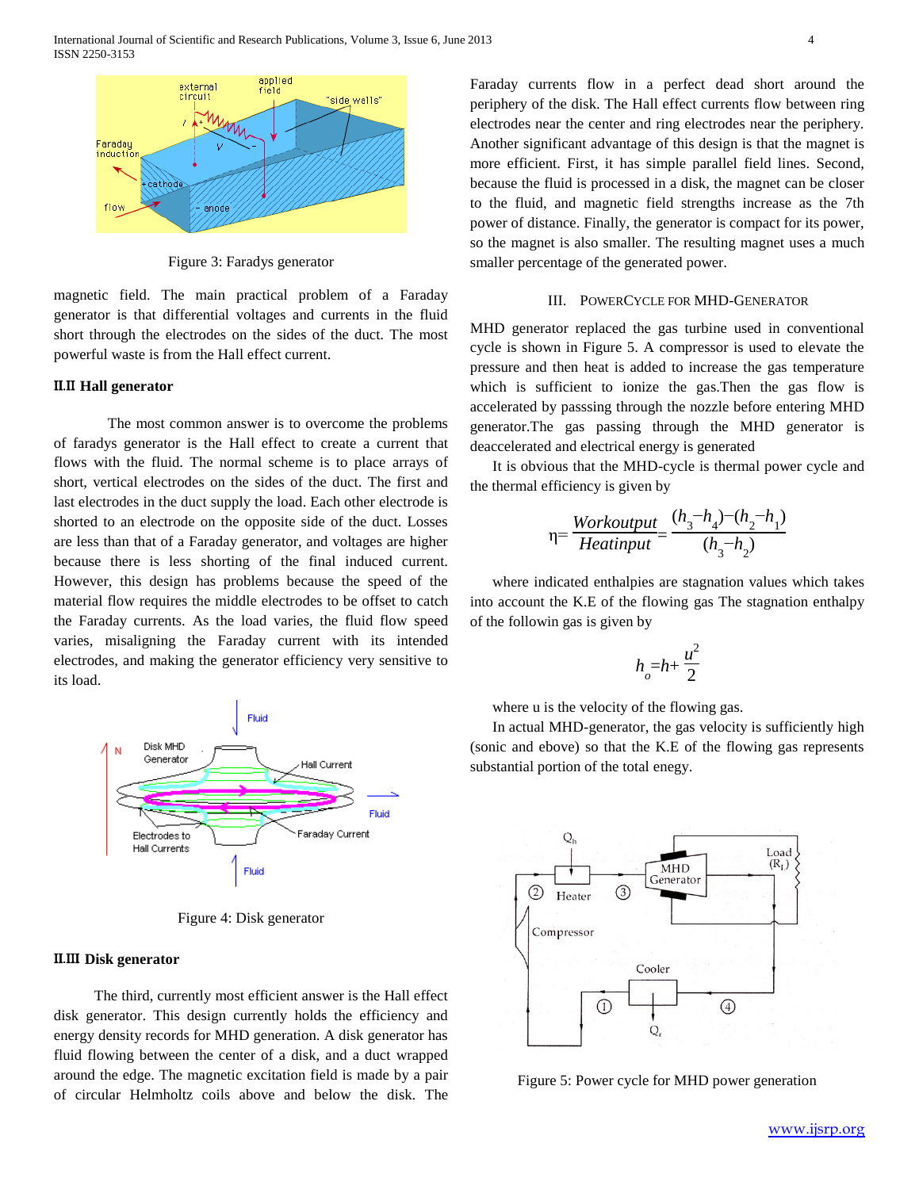Figure 3: Faradys generator

magnetic field. The main practical problem of a Faraday generator is that differential voltages and currents in the fluid short through the electrodes on the sides of the duct. The most powerful waste is from the Hall effect current.

### II.II Hall generator

The most common answer is to overcome the problems of faradys generator is the Hall effect to create a current that flows with the fluid. The normal scheme is to place arrays of short, vertical electrodes on the sides of the duct. The first and last electrodes in the duct supply the load. Each other electrode is shorted to an electrode on the opposite side of the duct. Losses are less than that of a Faraday generator, and voltages are higher because there is less shorting of the final induced current. However, this design has problems because the speed of the material flow requires the middle electrodes to be offset to catch the Faraday currents. As the load varies, the fluid flow speed varies, misaligning the Faraday current with its intended electrodes, and making the generator efficiency very sensitive to its load.

Figure 4: Disk generator

### II.III Disk generator

The third, currently most efficient answer is the Hall effect disk generator. This design currently holds the efficiency and energy density records for MHD generation. A disk generator has fluid flowing between the center of a disk, and a duct wrapped around the edge. The magnetic excitation field is made by a pair of circular Helmholtz coils above and below the disk. The Faraday currents flow in a perfect dead short around the periphery of the disk. The Hall effect currents flow between ring electrodes near the center and ring electrodes near the periphery. Another significant advantage of this design is that the magnet is more efficient. First, it has simple parallel field lines. Second, because the fluid is processed in a disk, the magnet can be closer to the fluid, and magnetic field strengths increase as the 7th power of distance. Finally, the generator is compact for its power, so the magnet is also smaller. The resulting magnet uses a much smaller percentage of the generated power.

## III. POWERCYCLE FOR MHD-GENERATOR

MHD generator replaced the gas turbine used in conventional cycle is shown in Figure 5. A compressor is used to elevate the pressure and then heat is added to increase the gas temperature which is sufficient to ionize the gas.Then the gas flow is accelerated by passsing through the nozzle before entering MHD generator.The gas passing through the MHD generator is deaccelerated and electrical energy is generated

It is obvious that the MHD-cycle is thermal power cycle and the thermal efficiency is given by

$$\eta = \frac{Workoutput}{Heatinput} = \frac{(h_3 - h_4) - (h_2 - h_1)}{(h_3 - h_2)}$$

where indicated enthalpies are stagnation values which takes into account the K.E of the flowing gas The stagnation enthalpy of the followin gas is given by

$$h_o = h + \frac{u^2}{2}$$

where u is the velocity of the flowing gas.

In actual MHD-generator, the gas velocity is sufficiently high (sonic and ebove) so that the K.E of the flowing gas represents substantial portion of the total enegy.

Figure 5: Power cycle for MHD power generation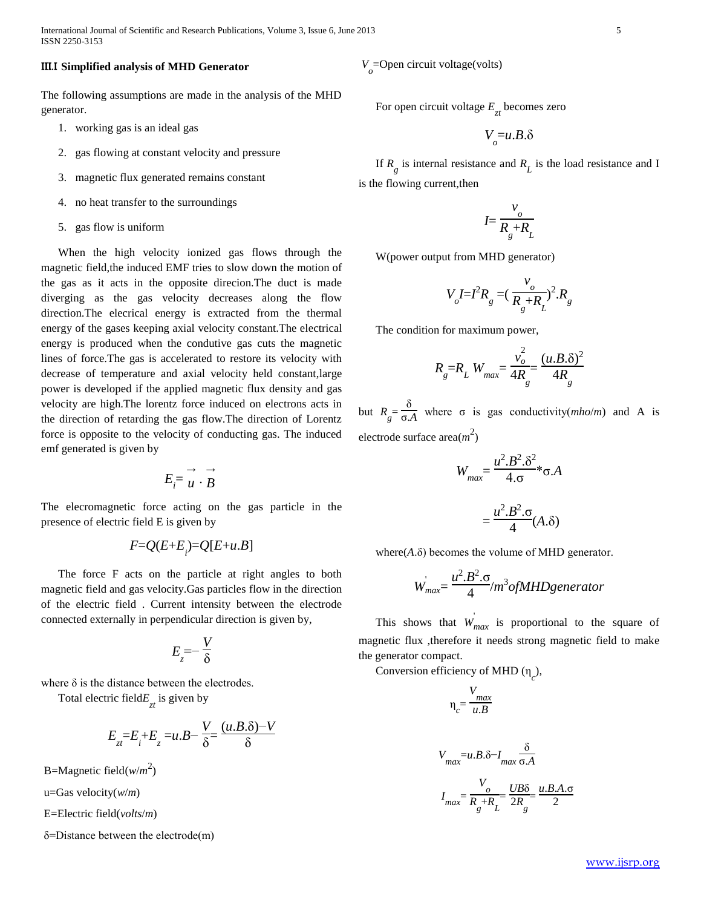### III.I Simplified analysis of MHD Generator

The following assumptions are made in the analysis of the MHD generator.

1. working gas is an ideal gas
2. gas flowing at constant velocity and pressure
3. magnetic flux generated remains constant
4. no heat transfer to the surroundings
5. gas flow is uniform

When the high velocity ionized gas flows through the magnetic field,the induced EMF tries to slow down the motion of the gas as it acts in the opposite direcion.The duct is made diverging as the gas velocity decreases along the flow direction.The elecrical energy is extracted from the thermal energy of the gases keeping axial velocity constant.The electrical energy is produced when the condutive gas cuts the magnetic lines of force.The gas is accelerated to restore its velocity with decrease of temperature and axial velocity held constant,large power is developed if the applied magnetic flux density and gas velocity are high.The lorentz force induced on electrons acts in the direction of retarding the gas flow.The direction of Lorentz force is opposite to the velocity of conducting gas. The induced emf generated is given by

$$E_i = \vec{u} \cdot \vec{B}$$

The electromagnetic force acting on the gas particle in the presence of electric field E is given by

$$F = Q(E + E_i) = Q[E + u.B]$$

The force F acts on the particle at right angles to both magnetic field and gas velocity.Gas particles flow in the direction of the electric field . Current intensity between the electrode connected externally in perpendicular direction is given by,

$$E_z = -\frac{V}{\delta}$$

where $\delta$ is the distance between the electrodes.

Total electric field$E_{zt}$ is given by

$$E_{zt} = E_i + E_z = u.B - \frac{V}{\delta} = \frac{(u.B.\delta) - V}{\delta}$$

B=Magnetic field($w/m^2$)

u=Gas velocity($w/m$)

E=Electric field($volts/m$)

$\delta$=Distance between the electrode(m)

$V_o$=Open circuit voltage(volts)

For open circuit voltage $E_{zt}$ becomes zero

$$V_o = u.B.\delta$$

If $R_g$ is internal resistance and $R_L$ is the load resistance and I is the flowing current,then

$$I = \frac{v_o}{R_g + R_L}$$

W(power output from MHD generator)

$$V_o I = I^2 R_g = \left(\frac{v_o}{R_g + R_L}\right)^2 . R_g$$

The condition for maximum power,

$$R_g = R_L \quad W_{max} = \frac{v_o^2}{4R_g} = \frac{(u.B.\delta)^2}{4R_g}$$

but $R_g = \frac{\delta}{\sigma . A}$ where $\sigma$ is gas conductivity($mho/m$) and A is electrode surface area($m^2$)

$$W_{max} = \frac{u^2.B^2.\delta^2}{4.\sigma} * \sigma.A$$

$$= \frac{u^2.B^2.\sigma}{4}(A.\delta)$$

where$(A.\delta)$ becomes the volume of MHD generator.

$$W'_{max} = \frac{u^2.B^2.\sigma}{4} / m^3 of MHD generator$$

This shows that $W'_{max}$ is proportional to the square of magnetic flux ,therefore it needs strong magnetic field to make the generator compact.

Conversion efficiency of MHD ($\eta_c$),

$$\eta_c = \frac{V_{max}}{u.B}$$

$$V_{max} = u.B.\delta - I_{max} \frac{\delta}{\sigma.A}$$

$$I_{max} = \frac{V_o}{R_g + R_L} = \frac{UB\delta}{2R_g} = \frac{u.B.A.\sigma}{2}$$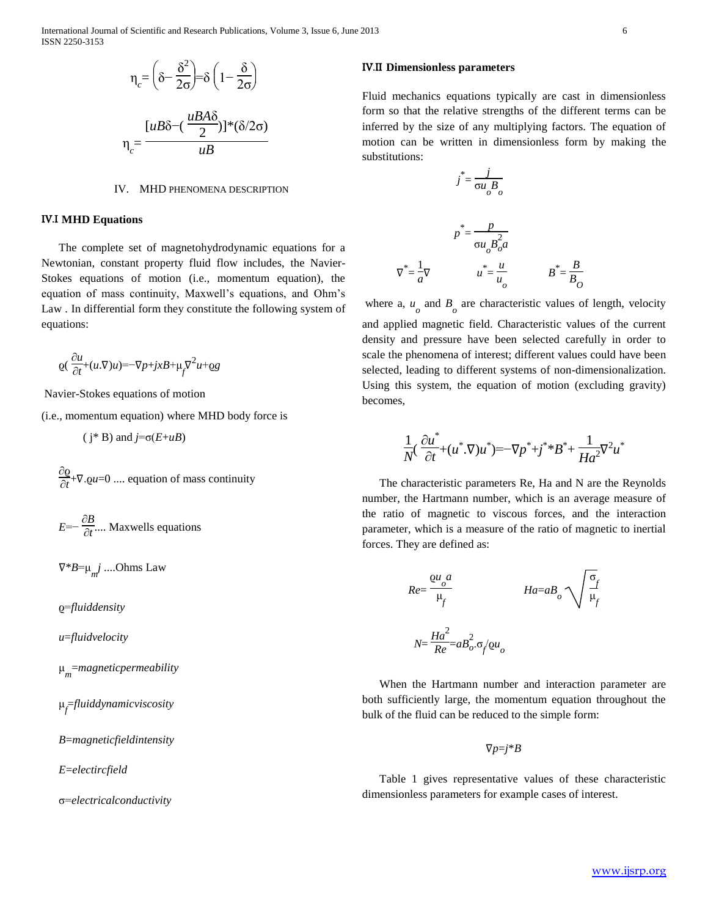$$\eta_c = \left(\delta - \frac{\delta^2}{2\sigma}\right) = \delta\left(1 - \frac{\delta}{2\sigma}\right)$$

$$\eta_c = \frac{[uB\delta - (\frac{uBA\delta}{2})]*(\delta/2\sigma)}{uB}$$

## IV. MHD PHENOMENA DESCRIPTION

### IV.I MHD Equations

The complete set of magnetohydrodynamic equations for a Newtonian, constant property fluid flow includes, the Navier-Stokes equations of motion (i.e., momentum equation), the equation of mass continuity, Maxwell's equations, and Ohm's Law . In differential form they constitute the following system of equations:

$$\varrho(\frac{\partial u}{\partial t} + (u.\nabla)u) = -\nabla p + jxB + \mu_f \nabla^2 u + \varrho g$$

Navier-Stokes equations of motion

(i.e., momentum equation) where MHD body force is

( j* B) and $j = \sigma(E + uB)$

$\frac{\partial \varrho}{\partial t} + \nabla.\varrho u = 0$ .... equation of mass continuity

$E = -\frac{\partial B}{\partial t}$.... Maxwells equations

$\nabla * B = \mu_m j$ ....Ohms Law

$\varrho$=*fluiddensity*

$u$=*fluidvelocity*

$\mu_m$=*magneticpermeability*

$\mu_f$=*fluiddynamicviscosity*

$B$=*magneticfieldintensity*

$E$=*electircfield*

$\sigma$=*electricalconductivity*

### IV.II Dimensionless parameters

Fluid mechanics equations typically are cast in dimensionless form so that the relative strengths of the different terms can be inferred by the size of any multiplying factors. The equation of motion can be written in dimensionless form by making the substitutions:

$$j^* = \frac{j}{\sigma u_o B_o}$$

$$p^* = \frac{p}{\sigma u_o B_o^2 a}$$

$$\nabla^* = \frac{1}{a}\nabla \qquad u^* = \frac{u}{u_o} \qquad B^* = \frac{B}{B_O}$$

where a, $u_o$ and $B_o$ are characteristic values of length, velocity and applied magnetic field. Characteristic values of the current density and pressure have been selected carefully in order to scale the phenomena of interest; different values could have been selected, leading to different systems of non-dimensionalization. Using this system, the equation of motion (excluding gravity) becomes,

$$\frac{1}{N}(\frac{\partial u^*}{\partial t} + (u^*.\nabla)u^*) = -\nabla p^* + j^* * B^* + \frac{1}{Ha^2}\nabla^2 u^*$$

The characteristic parameters Re, Ha and N are the Reynolds number, the Hartmann number, which is an average measure of the ratio of magnetic to viscous forces, and the interaction parameter, which is a measure of the ratio of magnetic to inertial forces. They are defined as:

$$Re = \frac{\varrho u_o a}{\mu_f} \qquad Ha = aB_o\sqrt{\frac{\sigma_f}{\mu_f}}$$

$$N = \frac{Ha^2}{Re} = aB_o^2.\sigma_f/\varrho u_o$$

When the Hartmann number and interaction parameter are both sufficiently large, the momentum equation throughout the bulk of the fluid can be reduced to the simple form:

$$\nabla p = j * B$$

Table 1 gives representative values of these characteristic dimensionless parameters for example cases of interest.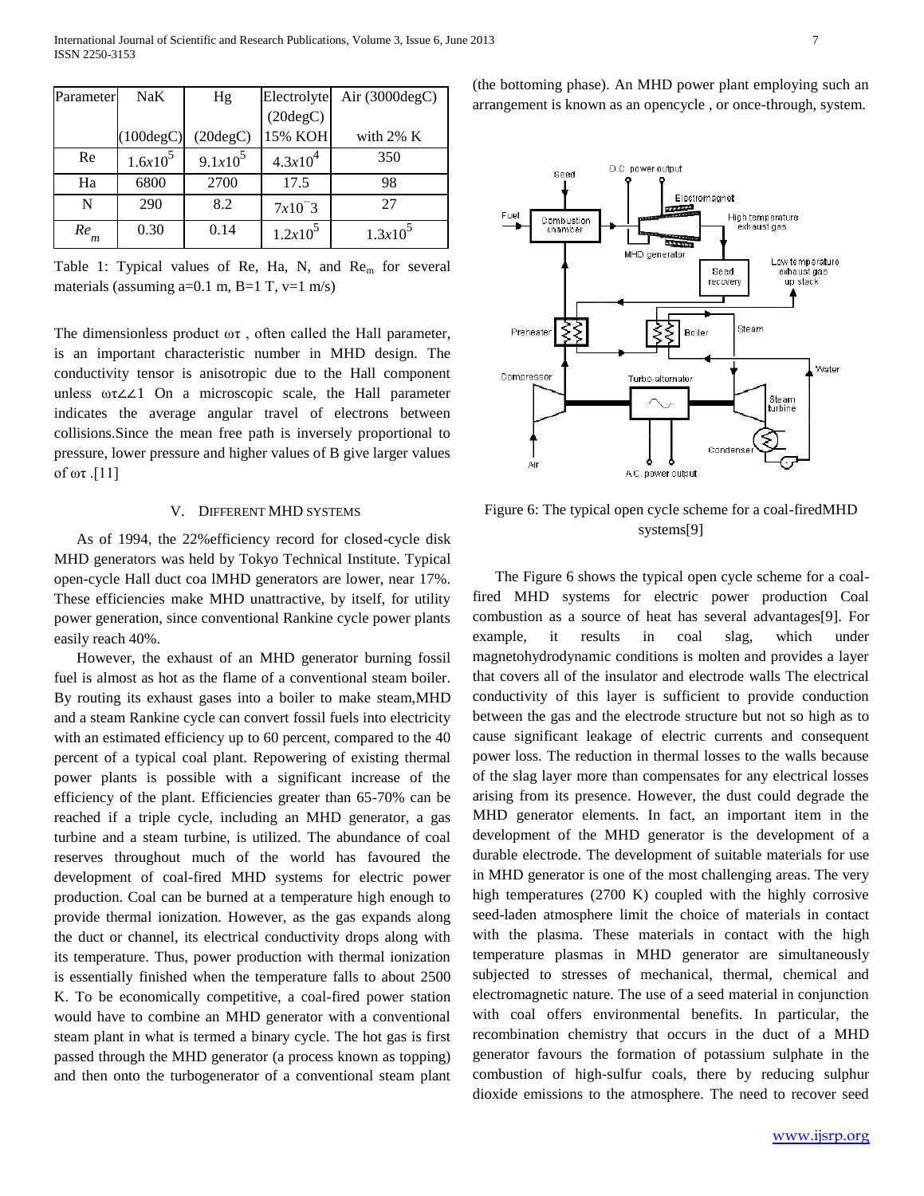| Parameter | NaK | Hg | Electrolyte (20degC) | Air (3000degC) |
| --- | --- | --- | --- | --- |
| | (100degC) | (20degC) | 15% KOH | with 2% K |
| Re | $1.6x10^5$ | $9.1x10^5$ | $4.3x10^4$ | 350 |
| Ha | 6800 | 2700 | 17.5 | 98 |
| N | 290 | 8.2 | $7x10^{-}3$ | 27 |
| $Re_m$ | 0.30 | 0.14 | $1.2x10^5$ | $1.3x10^5$ |

Table 1: Typical values of Re, Ha, N, and $Re_m$ for several materials (assuming a=0.1 m, B=1 T, v=1 m/s)

The dimensionless product ωτ , often called the Hall parameter, is an important characteristic number in MHD design. The conductivity tensor is anisotropic due to the Hall component unless ωτ∠∠1 On a microscopic scale, the Hall parameter indicates the average angular travel of electrons between collisions.Since the mean free path is inversely proportional to pressure, lower pressure and higher values of B give larger values of ωτ .[11]

## V. DIFFERENT MHD SYSTEMS

As of 1994, the 22%efficiency record for closed-cycle disk MHD generators was held by Tokyo Technical Institute. Typical open-cycle Hall duct coa lMHD generators are lower, near 17%. These efficiencies make MHD unattractive, by itself, for utility power generation, since conventional Rankine cycle power plants easily reach 40%.

However, the exhaust of an MHD generator burning fossil fuel is almost as hot as the flame of a conventional steam boiler. By routing its exhaust gases into a boiler to make steam,MHD and a steam Rankine cycle can convert fossil fuels into electricity with an estimated efficiency up to 60 percent, compared to the 40 percent of a typical coal plant. Repowering of existing thermal power plants is possible with a significant increase of the efficiency of the plant. Efficiencies greater than 65-70% can be reached if a triple cycle, including an MHD generator, a gas turbine and a steam turbine, is utilized. The abundance of coal reserves throughout much of the world has favoured the development of coal-fired MHD systems for electric power production. Coal can be burned at a temperature high enough to provide thermal ionization. However, as the gas expands along the duct or channel, its electrical conductivity drops along with its temperature. Thus, power production with thermal ionization is essentially finished when the temperature falls to about 2500 K. To be economically competitive, a coal-fired power station would have to combine an MHD generator with a conventional steam plant in what is termed a binary cycle. The hot gas is first passed through the MHD generator (a process known as topping) and then onto the turbogenerator of a conventional steam plant (the bottoming phase). An MHD power plant employing such an arrangement is known as an opencycle , or once-through, system.

Figure 6: The typical open cycle scheme for a coal-firedMHD systems[9]

The Figure 6 shows the typical open cycle scheme for a coal-fired MHD systems for electric power production Coal combustion as a source of heat has several advantages[9]. For example, it results in coal slag, which under magnetohydrodynamic conditions is molten and provides a layer that covers all of the insulator and electrode walls The electrical conductivity of this layer is sufficient to provide conduction between the gas and the electrode structure but not so high as to cause significant leakage of electric currents and consequent power loss. The reduction in thermal losses to the walls because of the slag layer more than compensates for any electrical losses arising from its presence. However, the dust could degrade the MHD generator elements. In fact, an important item in the development of the MHD generator is the development of a durable electrode. The development of suitable materials for use in MHD generator is one of the most challenging areas. The very high temperatures (2700 K) coupled with the highly corrosive seed-laden atmosphere limit the choice of materials in contact with the plasma. These materials in contact with the high temperature plasmas in MHD generator are simultaneously subjected to stresses of mechanical, thermal, chemical and electromagnetic nature. The use of a seed material in conjunction with coal offers environmental benefits. In particular, the recombination chemistry that occurs in the duct of a MHD generator favours the formation of potassium sulphate in the combustion of high-sulfur coals, there by reducing sulphur dioxide emissions to the atmosphere. The need to recover seed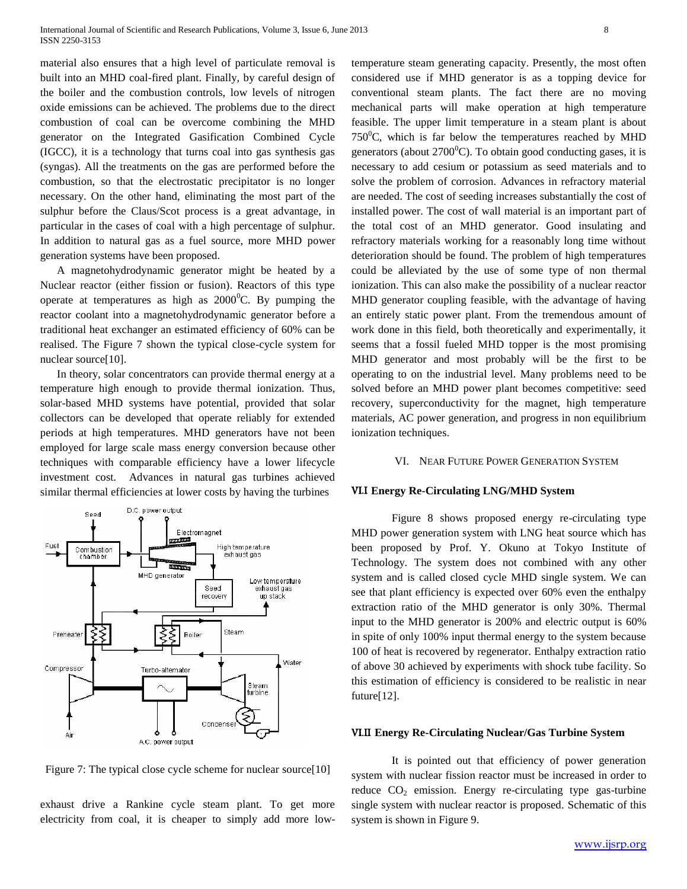material also ensures that a high level of particulate removal is built into an MHD coal-fired plant. Finally, by careful design of the boiler and the combustion controls, low levels of nitrogen oxide emissions can be achieved. The problems due to the direct combustion of coal can be overcome combining the MHD generator on the Integrated Gasification Combined Cycle (IGCC), it is a technology that turns coal into gas synthesis gas (syngas). All the treatments on the gas are performed before the combustion, so that the electrostatic precipitator is no longer necessary. On the other hand, eliminating the most part of the sulphur before the Claus/Scot process is a great advantage, in particular in the cases of coal with a high percentage of sulphur. In addition to natural gas as a fuel source, more MHD power generation systems have been proposed.

A magnetohydrodynamic generator might be heated by a Nuclear reactor (either fission or fusion). Reactors of this type operate at temperatures as high as $2000^0$C. By pumping the reactor coolant into a magnetohydrodynamic generator before a traditional heat exchanger an estimated efficiency of 60% can be realised. The Figure 7 shown the typical close-cycle system for nuclear source[10].

In theory, solar concentrators can provide thermal energy at a temperature high enough to provide thermal ionization. Thus, solar-based MHD systems have potential, provided that solar collectors can be developed that operate reliably for extended periods at high temperatures. MHD generators have not been employed for large scale mass energy conversion because other techniques with comparable efficiency have a lower lifecycle investment cost. Advances in natural gas turbines achieved similar thermal efficiencies at lower costs by having the turbines

Figure 7: The typical close cycle scheme for nuclear source[10]

exhaust drive a Rankine cycle steam plant. To get more electricity from coal, it is cheaper to simply add more low-temperature steam generating capacity. Presently, the most often considered use if MHD generator is as a topping device for conventional steam plants. The fact there are no moving mechanical parts will make operation at high temperature feasible. The upper limit temperature in a steam plant is about $750^0$C, which is far below the temperatures reached by MHD generators (about $2700^0$C). To obtain good conducting gases, it is necessary to add cesium or potassium as seed materials and to solve the problem of corrosion. Advances in refractory material are needed. The cost of seeding increases substantially the cost of installed power. The cost of wall material is an important part of the total cost of an MHD generator. Good insulating and refractory materials working for a reasonably long time without deterioration should be found. The problem of high temperatures could be alleviated by the use of some type of non thermal ionization. This can also make the possibility of a nuclear reactor MHD generator coupling feasible, with the advantage of having an entirely static power plant. From the tremendous amount of work done in this field, both theoretically and experimentally, it seems that a fossil fueled MHD topper is the most promising MHD generator and most probably will be the first to be operating to on the industrial level. Many problems need to be solved before an MHD power plant becomes competitive: seed recovery, superconductivity for the magnet, high temperature materials, AC power generation, and progress in non equilibrium ionization techniques.

## VI. NEAR FUTURE POWER GENERATION SYSTEM

### VI.I Energy Re-Circulating LNG/MHD System

Figure 8 shows proposed energy re-circulating type MHD power generation system with LNG heat source which has been proposed by Prof. Y. Okuno at Tokyo Institute of Technology. The system does not combined with any other system and is called closed cycle MHD single system. We can see that plant efficiency is expected over 60% even the enthalpy extraction ratio of the MHD generator is only 30%. Thermal input to the MHD generator is 200% and electric output is 60% in spite of only 100% input thermal energy to the system because 100 of heat is recovered by regenerator. Enthalpy extraction ratio of above 30 achieved by experiments with shock tube facility. So this estimation of efficiency is considered to be realistic in near future[12].

### VI.II Energy Re-Circulating Nuclear/Gas Turbine System

It is pointed out that efficiency of power generation system with nuclear fission reactor must be increased in order to reduce $CO_2$ emission. Energy re-circulating type gas-turbine single system with nuclear reactor is proposed. Schematic of this system is shown in Figure 9.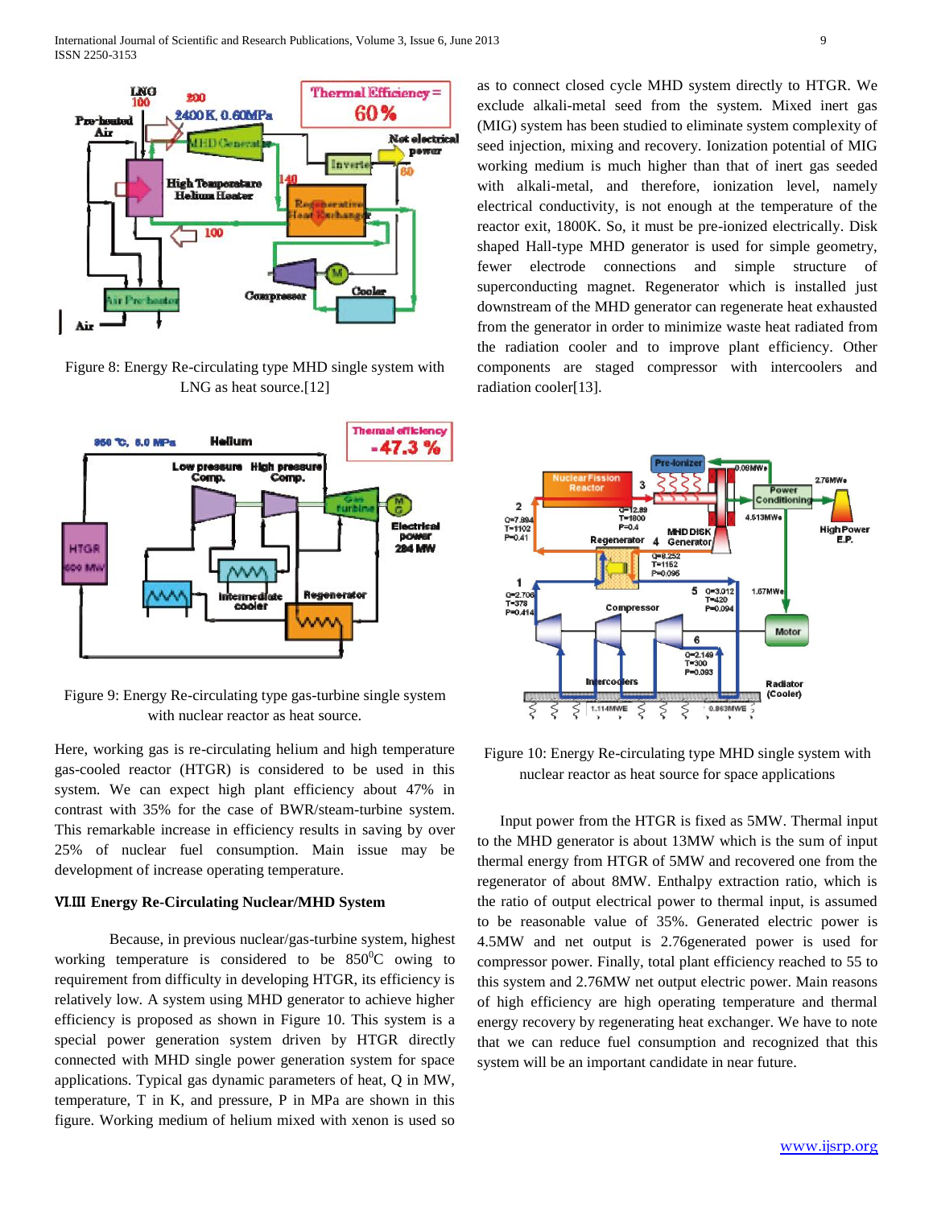Figure 8: Energy Re-circulating type MHD single system with LNG as heat source.[12]

Figure 9: Energy Re-circulating type gas-turbine single system with nuclear reactor as heat source.

Here, working gas is re-circulating helium and high temperature gas-cooled reactor (HTGR) is considered to be used in this system. We can expect high plant efficiency about 47% in contrast with 35% for the case of BWR/steam-turbine system. This remarkable increase in efficiency results in saving by over 25% of nuclear fuel consumption. Main issue may be development of increase operating temperature.

### VI.III Energy Re-Circulating Nuclear/MHD System

Because, in previous nuclear/gas-turbine system, highest working temperature is considered to be 850$^0$C owing to requirement from difficulty in developing HTGR, its efficiency is relatively low. A system using MHD generator to achieve higher efficiency is proposed as shown in Figure 10. This system is a special power generation system driven by HTGR directly connected with MHD single power generation system for space applications. Typical gas dynamic parameters of heat, Q in MW, temperature, T in K, and pressure, P in MPa are shown in this figure. Working medium of helium mixed with xenon is used so as to connect closed cycle MHD system directly to HTGR. We exclude alkali-metal seed from the system. Mixed inert gas (MIG) system has been studied to eliminate system complexity of seed injection, mixing and recovery. Ionization potential of MIG working medium is much higher than that of inert gas seeded with alkali-metal, and therefore, ionization level, namely electrical conductivity, is not enough at the temperature of the reactor exit, 1800K. So, it must be pre-ionized electrically. Disk shaped Hall-type MHD generator is used for simple geometry, fewer electrode connections and simple structure of superconducting magnet. Regenerator which is installed just downstream of the MHD generator can regenerate heat exhausted from the generator in order to minimize waste heat radiated from the radiation cooler and to improve plant efficiency. Other components are staged compressor with intercoolers and radiation cooler[13].

Figure 10: Energy Re-circulating type MHD single system with nuclear reactor as heat source for space applications

Input power from the HTGR is fixed as 5MW. Thermal input to the MHD generator is about 13MW which is the sum of input thermal energy from HTGR of 5MW and recovered one from the regenerator of about 8MW. Enthalpy extraction ratio, which is the ratio of output electrical power to thermal input, is assumed to be reasonable value of 35%. Generated electric power is 4.5MW and net output is 2.76generated power is used for compressor power. Finally, total plant efficiency reached to 55 to this system and 2.76MW net output electric power. Main reasons of high efficiency are high operating temperature and thermal energy recovery by regenerating heat exchanger. We have to note that we can reduce fuel consumption and recognized that this system will be an important candidate in near future.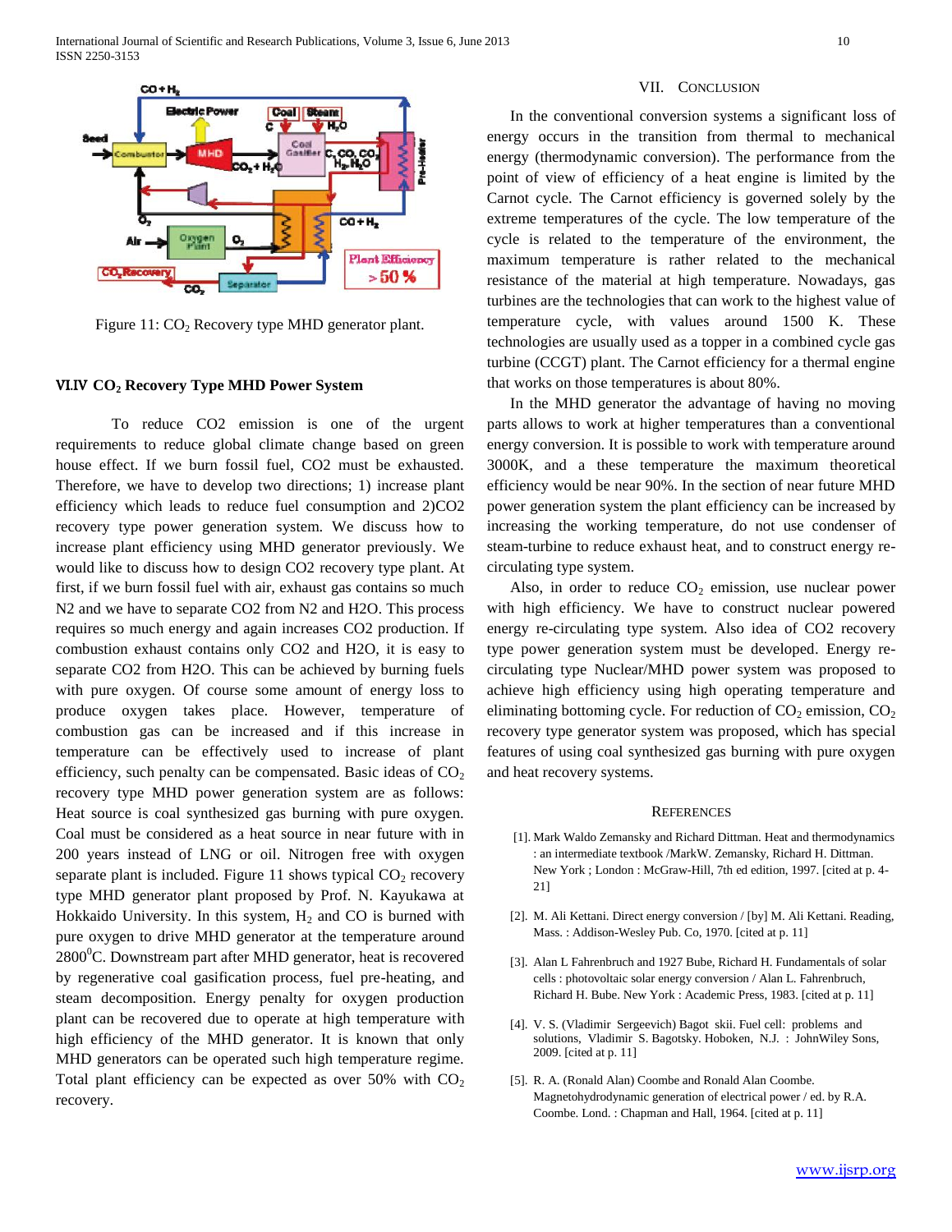Figure 11: $CO_2$ Recovery type MHD generator plant.

### VI.IV $CO_2$ Recovery Type MHD Power System

To reduce CO2 emission is one of the urgent requirements to reduce global climate change based on green house effect. If we burn fossil fuel, CO2 must be exhausted. Therefore, we have to develop two directions; 1) increase plant efficiency which leads to reduce fuel consumption and 2)CO2 recovery type power generation system. We discuss how to increase plant efficiency using MHD generator previously. We would like to discuss how to design CO2 recovery type plant. At first, if we burn fossil fuel with air, exhaust gas contains so much N2 and we have to separate CO2 from N2 and H2O. This process requires so much energy and again increases CO2 production. If combustion exhaust contains only CO2 and H2O, it is easy to separate CO2 from H2O. This can be achieved by burning fuels with pure oxygen. Of course some amount of energy loss to produce oxygen takes place. However, temperature of combustion gas can be increased and if this increase in temperature can be effectively used to increase of plant efficiency, such penalty can be compensated. Basic ideas of $CO_2$ recovery type MHD power generation system are as follows: Heat source is coal synthesized gas burning with pure oxygen. Coal must be considered as a heat source in near future with in 200 years instead of LNG or oil. Nitrogen free with oxygen separate plant is included. Figure 11 shows typical $CO_2$ recovery type MHD generator plant proposed by Prof. N. Kayukawa at Hokkaido University. In this system, $H_2$ and CO is burned with pure oxygen to drive MHD generator at the temperature around $2800^0$C. Downstream part after MHD generator, heat is recovered by regenerative coal gasification process, fuel pre-heating, and steam decomposition. Energy penalty for oxygen production plant can be recovered due to operate at high temperature with high efficiency of the MHD generator. It is known that only MHD generators can be operated such high temperature regime. Total plant efficiency can be expected as over 50% with $CO_2$ recovery.

## VII. Conclusion

In the conventional conversion systems a significant loss of energy occurs in the transition from thermal to mechanical energy (thermodynamic conversion). The performance from the point of view of efficiency of a heat engine is limited by the Carnot cycle. The Carnot efficiency is governed solely by the extreme temperatures of the cycle. The low temperature of the cycle is related to the temperature of the environment, the maximum temperature is rather related to the mechanical resistance of the material at high temperature. Nowadays, gas turbines are the technologies that can work to the highest value of temperature cycle, with values around 1500 K. These technologies are usually used as a topper in a combined cycle gas turbine (CCGT) plant. The Carnot efficiency for a thermal engine that works on those temperatures is about 80%.

In the MHD generator the advantage of having no moving parts allows to work at higher temperatures than a conventional energy conversion. It is possible to work with temperature around 3000K, and a these temperature the maximum theoretical efficiency would be near 90%. In the section of near future MHD power generation system the plant efficiency can be increased by increasing the working temperature, do not use condenser of steam-turbine to reduce exhaust heat, and to construct energy re-circulating type system.

Also, in order to reduce $CO_2$ emission, use nuclear power with high efficiency. We have to construct nuclear powered energy re-circulating type system. Also idea of CO2 recovery type power generation system must be developed. Energy re-circulating type Nuclear/MHD power system was proposed to achieve high efficiency using high operating temperature and eliminating bottoming cycle. For reduction of $CO_2$ emission, $CO_2$ recovery type generator system was proposed, which has special features of using coal synthesized gas burning with pure oxygen and heat recovery systems.

## References

[1]. Mark Waldo Zemansky and Richard Dittman. Heat and thermodynamics : an intermediate textbook /MarkW. Zemansky, Richard H. Dittman. New York ; London : McGraw-Hill, 7th ed edition, 1997. [cited at p. 4-21]

[2]. M. Ali Kettani. Direct energy conversion / [by] M. Ali Kettani. Reading, Mass. : Addison-Wesley Pub. Co, 1970. [cited at p. 11]

[3]. Alan L Fahrenbruch and 1927 Bube, Richard H. Fundamentals of solar cells : photovoltaic solar energy conversion / Alan L. Fahrenbruch, Richard H. Bube. New York : Academic Press, 1983. [cited at p. 11]

[4]. V. S. (Vladimir Sergeevich) Bagot skii. Fuel cell: problems and solutions, Vladimir S. Bagotsky. Hoboken, N.J. : JohnWiley Sons, 2009. [cited at p. 11]

[5]. R. A. (Ronald Alan) Coombe and Ronald Alan Coombe. Magnetohydrodynamic generation of electrical power / ed. by R.A. Coombe. Lond. : Chapman and Hall, 1964. [cited at p. 11]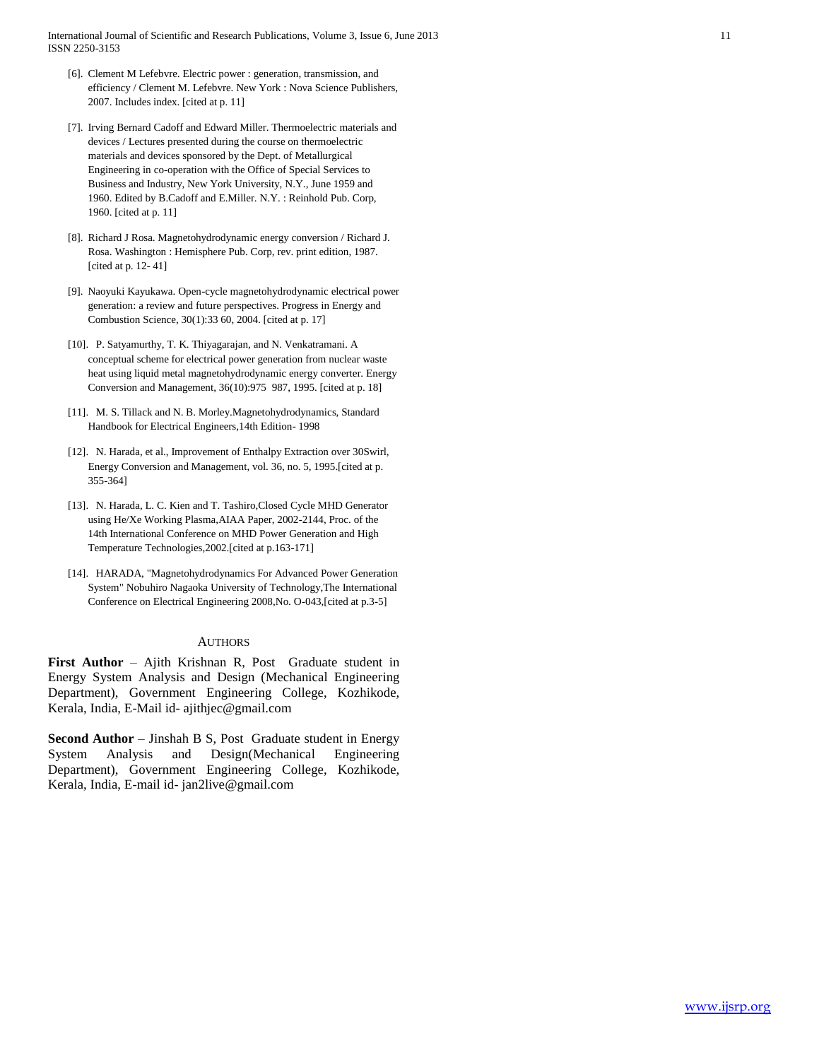[6]. Clement M Lefebvre. Electric power : generation, transmission, and efficiency / Clement M. Lefebvre. New York : Nova Science Publishers, 2007. Includes index. [cited at p. 11]

[7]. Irving Bernard Cadoff and Edward Miller. Thermoelectric materials and devices / Lectures presented during the course on thermoelectric materials and devices sponsored by the Dept. of Metallurgical Engineering in co-operation with the Office of Special Services to Business and Industry, New York University, N.Y., June 1959 and 1960. Edited by B.Cadoff and E.Miller. N.Y. : Reinhold Pub. Corp, 1960. [cited at p. 11]

[8]. Richard J Rosa. Magnetohydrodynamic energy conversion / Richard J. Rosa. Washington : Hemisphere Pub. Corp, rev. print edition, 1987. [cited at p. 12- 41]

[9]. Naoyuki Kayukawa. Open-cycle magnetohydrodynamic electrical power generation: a review and future perspectives. Progress in Energy and Combustion Science, 30(1):33 60, 2004. [cited at p. 17]

[10]. P. Satyamurthy, T. K. Thiyagarajan, and N. Venkatramani. A conceptual scheme for electrical power generation from nuclear waste heat using liquid metal magnetohydrodynamic energy converter. Energy Conversion and Management, 36(10):975 987, 1995. [cited at p. 18]

[11]. M. S. Tillack and N. B. Morley.Magnetohydrodynamics, Standard Handbook for Electrical Engineers,14th Edition- 1998

[12]. N. Harada, et al., Improvement of Enthalpy Extraction over 30Swirl, Energy Conversion and Management, vol. 36, no. 5, 1995.[cited at p. 355-364]

[13]. N. Harada, L. C. Kien and T. Tashiro,Closed Cycle MHD Generator using He/Xe Working Plasma,AIAA Paper, 2002-2144, Proc. of the 14th International Conference on MHD Power Generation and High Temperature Technologies,2002.[cited at p.163-171]

[14]. HARADA, "Magnetohydrodynamics For Advanced Power Generation System" Nobuhiro Nagaoka University of Technology,The International Conference on Electrical Engineering 2008,No. O-043,[cited at p.3-5]

## AUTHORS

**First Author** – Ajith Krishnan R, Post Graduate student in Energy System Analysis and Design (Mechanical Engineering Department), Government Engineering College, Kozhikode, Kerala, India, E-Mail id- ajithjec@gmail.com

**Second Author** – Jinshah B S, Post Graduate student in Energy System Analysis and Design(Mechanical Engineering Department), Government Engineering College, Kozhikode, Kerala, India, E-mail id- jan2live@gmail.com